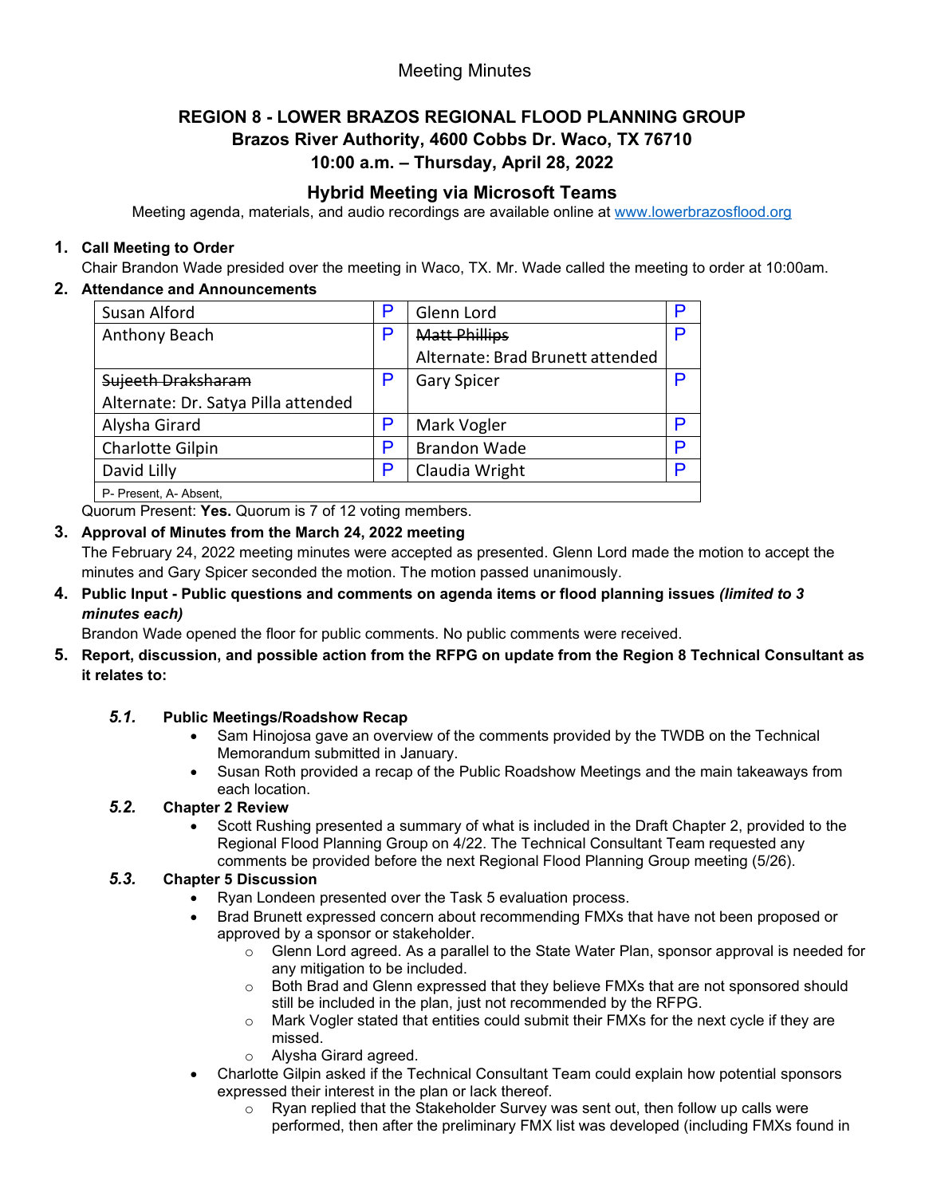Meeting Minutes

# REGION 8 - LOWER BRAZOS REGIONAL FLOOD PLANNING GROUP
## Brazos River Authority, 4600 Cobbs Dr. Waco, TX 76710
## 10:00 a.m. – Thursday, April 28, 2022

## Hybrid Meeting via Microsoft Teams

Meeting agenda, materials, and audio recordings are available online at www.lowerbrazosflood.org

1. **Call Meeting to Order**
   Chair Brandon Wade presided over the meeting in Waco, TX. Mr. Wade called the meeting to order at 10:00am.

2. **Attendance and Announcements**

| | | | |
|---|---|---|---|
| Susan Alford | P | Glenn Lord | P |
| Anthony Beach | P | ~~Matt Phillips~~ Alternate: Brad Brunett attended | P |
| ~~Sujeeth Draksharam~~ Alternate: Dr. Satya Pilla attended | P | Gary Spicer | P |
| Alysha Girard | P | Mark Vogler | P |
| Charlotte Gilpin | P | Brandon Wade | P |
| David Lilly | P | Claudia Wright | P |
| P- Present, A- Absent, | | | |

   Quorum Present: **Yes.** Quorum is 7 of 12 voting members.

3. **Approval of Minutes from the March 24, 2022 meeting**
   The February 24, 2022 meeting minutes were accepted as presented. Glenn Lord made the motion to accept the minutes and Gary Spicer seconded the motion. The motion passed unanimously.

4. **Public Input - Public questions and comments on agenda items or flood planning issues *(limited to 3 minutes each)***
   Brandon Wade opened the floor for public comments. No public comments were received.

5. **Report, discussion, and possible action from the RFPG on update from the Region 8 Technical Consultant as it relates to:**

   ***5.1.*** **Public Meetings/Roadshow Recap**
   - Sam Hinojosa gave an overview of the comments provided by the TWDB on the Technical Memorandum submitted in January.
   - Susan Roth provided a recap of the Public Roadshow Meetings and the main takeaways from each location.

   ***5.2.*** **Chapter 2 Review**
   - Scott Rushing presented a summary of what is included in the Draft Chapter 2, provided to the Regional Flood Planning Group on 4/22. The Technical Consultant Team requested any comments be provided before the next Regional Flood Planning Group meeting (5/26).

   ***5.3.*** **Chapter 5 Discussion**
   - Ryan Londeen presented over the Task 5 evaluation process.
   - Brad Brunett expressed concern about recommending FMXs that have not been proposed or approved by a sponsor or stakeholder.
     - Glenn Lord agreed. As a parallel to the State Water Plan, sponsor approval is needed for any mitigation to be included.
     - Both Brad and Glenn expressed that they believe FMXs that are not sponsored should still be included in the plan, just not recommended by the RFPG.
     - Mark Vogler stated that entities could submit their FMXs for the next cycle if they are missed.
     - Alysha Girard agreed.
   - Charlotte Gilpin asked if the Technical Consultant Team could explain how potential sponsors expressed their interest in the plan or lack thereof.
     - Ryan replied that the Stakeholder Survey was sent out, then follow up calls were performed, then after the preliminary FMX list was developed (including FMXs found in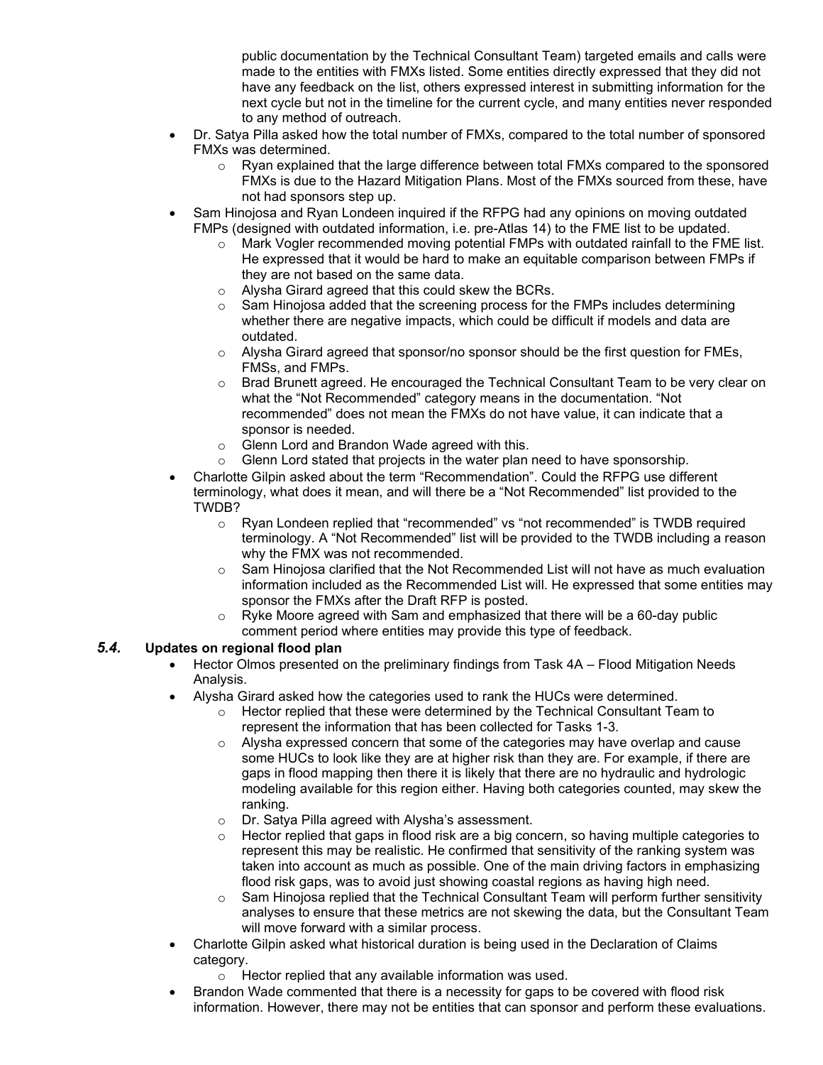public documentation by the Technical Consultant Team) targeted emails and calls were made to the entities with FMXs listed. Some entities directly expressed that they did not have any feedback on the list, others expressed interest in submitting information for the next cycle but not in the timeline for the current cycle, and many entities never responded to any method of outreach.

- Dr. Satya Pilla asked how the total number of FMXs, compared to the total number of sponsored FMXs was determined.
  - Ryan explained that the large difference between total FMXs compared to the sponsored FMXs is due to the Hazard Mitigation Plans. Most of the FMXs sourced from these, have not had sponsors step up.
- Sam Hinojosa and Ryan Londeen inquired if the RFPG had any opinions on moving outdated FMPs (designed with outdated information, i.e. pre-Atlas 14) to the FME list to be updated.
  - Mark Vogler recommended moving potential FMPs with outdated rainfall to the FME list. He expressed that it would be hard to make an equitable comparison between FMPs if they are not based on the same data.
  - Alysha Girard agreed that this could skew the BCRs.
  - Sam Hinojosa added that the screening process for the FMPs includes determining whether there are negative impacts, which could be difficult if models and data are outdated.
  - Alysha Girard agreed that sponsor/no sponsor should be the first question for FMEs, FMSs, and FMPs.
  - Brad Brunett agreed. He encouraged the Technical Consultant Team to be very clear on what the "Not Recommended" category means in the documentation. "Not recommended" does not mean the FMXs do not have value, it can indicate that a sponsor is needed.
  - Glenn Lord and Brandon Wade agreed with this.
  - Glenn Lord stated that projects in the water plan need to have sponsorship.
- Charlotte Gilpin asked about the term "Recommendation". Could the RFPG use different terminology, what does it mean, and will there be a "Not Recommended" list provided to the TWDB?
  - Ryan Londeen replied that "recommended" vs "not recommended" is TWDB required terminology. A "Not Recommended" list will be provided to the TWDB including a reason why the FMX was not recommended.
  - Sam Hinojosa clarified that the Not Recommended List will not have as much evaluation information included as the Recommended List will. He expressed that some entities may sponsor the FMXs after the Draft RFP is posted.
  - Ryke Moore agreed with Sam and emphasized that there will be a 60-day public comment period where entities may provide this type of feedback.

### *5.4.* Updates on regional flood plan

- Hector Olmos presented on the preliminary findings from Task 4A – Flood Mitigation Needs Analysis.
- Alysha Girard asked how the categories used to rank the HUCs were determined.
  - Hector replied that these were determined by the Technical Consultant Team to represent the information that has been collected for Tasks 1-3.
  - Alysha expressed concern that some of the categories may have overlap and cause some HUCs to look like they are at higher risk than they are. For example, if there are gaps in flood mapping then there it is likely that there are no hydraulic and hydrologic modeling available for this region either. Having both categories counted, may skew the ranking.
  - Dr. Satya Pilla agreed with Alysha's assessment.
  - Hector replied that gaps in flood risk are a big concern, so having multiple categories to represent this may be realistic. He confirmed that sensitivity of the ranking system was taken into account as much as possible. One of the main driving factors in emphasizing flood risk gaps, was to avoid just showing coastal regions as having high need.
  - Sam Hinojosa replied that the Technical Consultant Team will perform further sensitivity analyses to ensure that these metrics are not skewing the data, but the Consultant Team will move forward with a similar process.
- Charlotte Gilpin asked what historical duration is being used in the Declaration of Claims category.
  - Hector replied that any available information was used.
- Brandon Wade commented that there is a necessity for gaps to be covered with flood risk information. However, there may not be entities that can sponsor and perform these evaluations.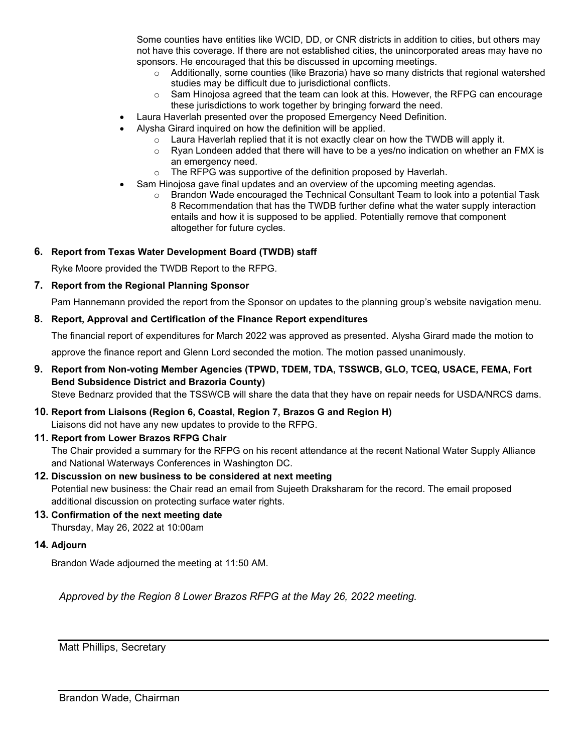Some counties have entities like WCID, DD, or CNR districts in addition to cities, but others may not have this coverage. If there are not established cities, the unincorporated areas may have no sponsors. He encouraged that this be discussed in upcoming meetings.
    - Additionally, some counties (like Brazoria) have so many districts that regional watershed studies may be difficult due to jurisdictional conflicts.
    - Sam Hinojosa agreed that the team can look at this. However, the RFPG can encourage these jurisdictions to work together by bringing forward the need.
- Laura Haverlah presented over the proposed Emergency Need Definition.
- Alysha Girard inquired on how the definition will be applied.
    - Laura Haverlah replied that it is not exactly clear on how the TWDB will apply it.
    - Ryan Londeen added that there will have to be a yes/no indication on whether an FMX is an emergency need.
    - The RFPG was supportive of the definition proposed by Haverlah.
- Sam Hinojosa gave final updates and an overview of the upcoming meeting agendas.
    - Brandon Wade encouraged the Technical Consultant Team to look into a potential Task 8 Recommendation that has the TWDB further define what the water supply interaction entails and how it is supposed to be applied. Potentially remove that component altogether for future cycles.

**6. Report from Texas Water Development Board (TWDB) staff**

Ryke Moore provided the TWDB Report to the RFPG.

**7. Report from the Regional Planning Sponsor**

Pam Hannemann provided the report from the Sponsor on updates to the planning group's website navigation menu.

**8. Report, Approval and Certification of the Finance Report expenditures**

The financial report of expenditures for March 2022 was approved as presented. Alysha Girard made the motion to approve the finance report and Glenn Lord seconded the motion. The motion passed unanimously.

**9. Report from Non-voting Member Agencies (TPWD, TDEM, TDA, TSSWCB, GLO, TCEQ, USACE, FEMA, Fort Bend Subsidence District and Brazoria County)**

Steve Bednarz provided that the TSSWCB will share the data that they have on repair needs for USDA/NRCS dams.

**10. Report from Liaisons (Region 6, Coastal, Region 7, Brazos G and Region H)**

Liaisons did not have any new updates to provide to the RFPG.

**11. Report from Lower Brazos RFPG Chair**

The Chair provided a summary for the RFPG on his recent attendance at the recent National Water Supply Alliance and National Waterways Conferences in Washington DC.

**12. Discussion on new business to be considered at next meeting**

Potential new business: the Chair read an email from Sujeeth Draksharam for the record. The email proposed additional discussion on protecting surface water rights.

**13. Confirmation of the next meeting date**

Thursday, May 26, 2022 at 10:00am

**14. Adjourn**

Brandon Wade adjourned the meeting at 11:50 AM.

*Approved by the Region 8 Lower Brazos RFPG at the May 26, 2022 meeting.*

Matt Phillips, Secretary

Brandon Wade, Chairman